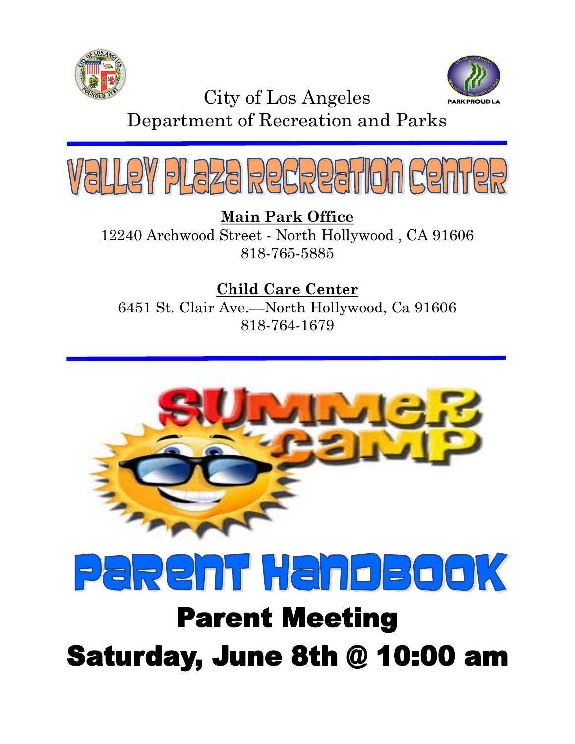City of Los Angeles
Department of Recreation and Parks

# Valley Plaza Recreation Center

**Main Park Office**
12240 Archwood Street - North Hollywood , CA 91606
818-765-5885

**Child Care Center**
6451 St. Clair Ave.—North Hollywood, Ca 91606
818-764-1679

## Summer Camp

# Parent Handbook

## Parent Meeting

## Saturday, June 8th @ 10:00 am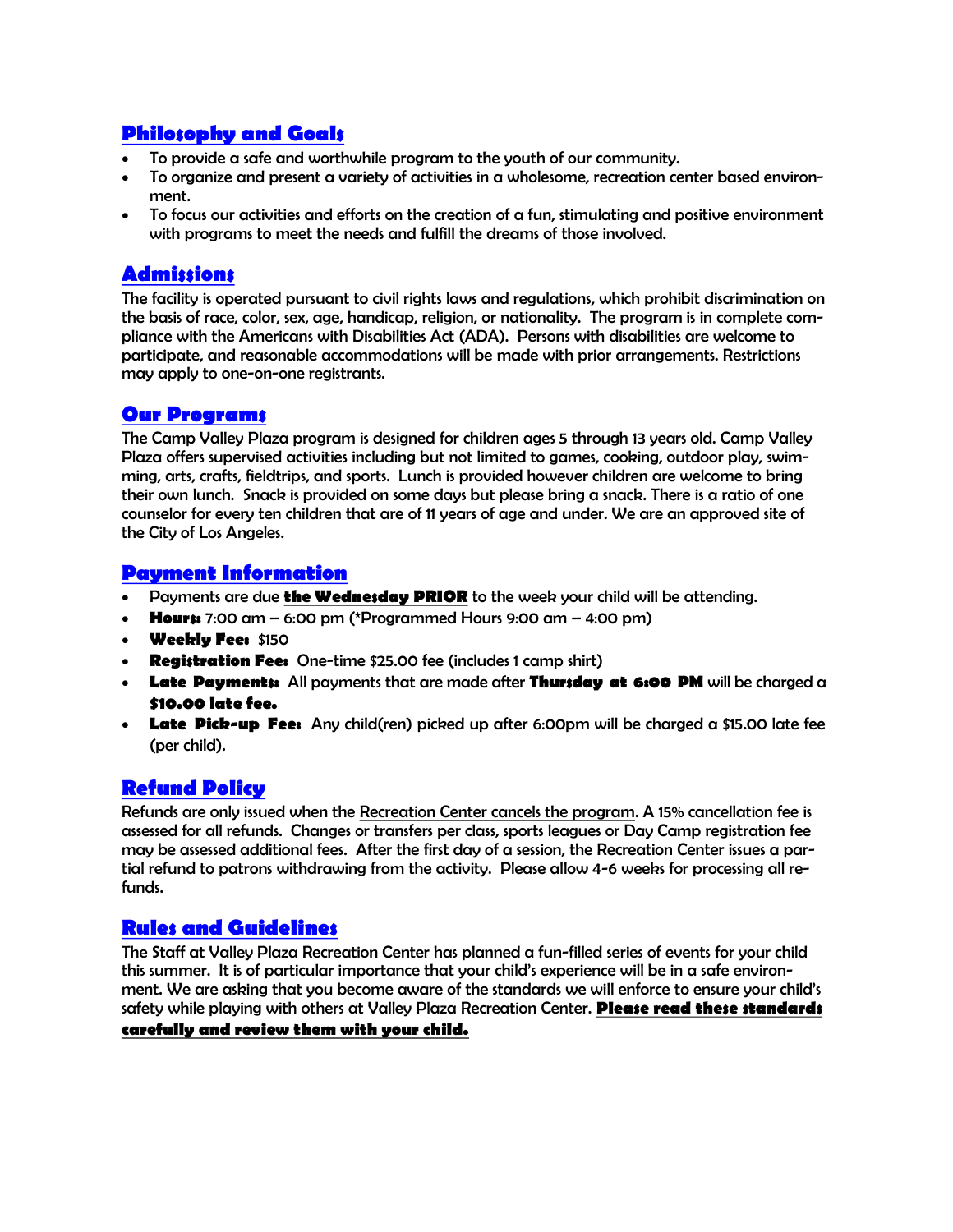## Philosophy and Goals

- To provide a safe and worthwhile program to the youth of our community.
- To organize and present a variety of activities in a wholesome, recreation center based environment.
- To focus our activities and efforts on the creation of a fun, stimulating and positive environment with programs to meet the needs and fulfill the dreams of those involved.

## Admissions

The facility is operated pursuant to civil rights laws and regulations, which prohibit discrimination on the basis of race, color, sex, age, handicap, religion, or nationality. The program is in complete compliance with the Americans with Disabilities Act (ADA). Persons with disabilities are welcome to participate, and reasonable accommodations will be made with prior arrangements. Restrictions may apply to one-on-one registrants.

## Our Programs

The Camp Valley Plaza program is designed for children ages 5 through 13 years old. Camp Valley Plaza offers supervised activities including but not limited to games, cooking, outdoor play, swimming, arts, crafts, fieldtrips, and sports. Lunch is provided however children are welcome to bring their own lunch. Snack is provided on some days but please bring a snack. There is a ratio of one counselor for every ten children that are of 11 years of age and under. We are an approved site of the City of Los Angeles.

## Payment Information

- Payments are due **the Wednesday PRIOR** to the week your child will be attending.
- **Hours:** 7:00 am – 6:00 pm (*Programmed Hours 9:00 am – 4:00 pm)
- **Weekly Fee:** $150
- **Registration Fee:** One-time $25.00 fee (includes 1 camp shirt)
- **Late Payments:** All payments that are made after **Thursday at 6:00 PM** will be charged a **$10.00 late fee.**
- **Late Pick-up Fee:** Any child(ren) picked up after 6:00pm will be charged a $15.00 late fee (per child).

## Refund Policy

Refunds are only issued when the Recreation Center cancels the program. A 15% cancellation fee is assessed for all refunds. Changes or transfers per class, sports leagues or Day Camp registration fee may be assessed additional fees. After the first day of a session, the Recreation Center issues a partial refund to patrons withdrawing from the activity. Please allow 4-6 weeks for processing all refunds.

## Rules and Guidelines

The Staff at Valley Plaza Recreation Center has planned a fun-filled series of events for your child this summer. It is of particular importance that your child's experience will be in a safe environment. We are asking that you become aware of the standards we will enforce to ensure your child's safety while playing with others at Valley Plaza Recreation Center. **Please read these standards carefully and review them with your child.**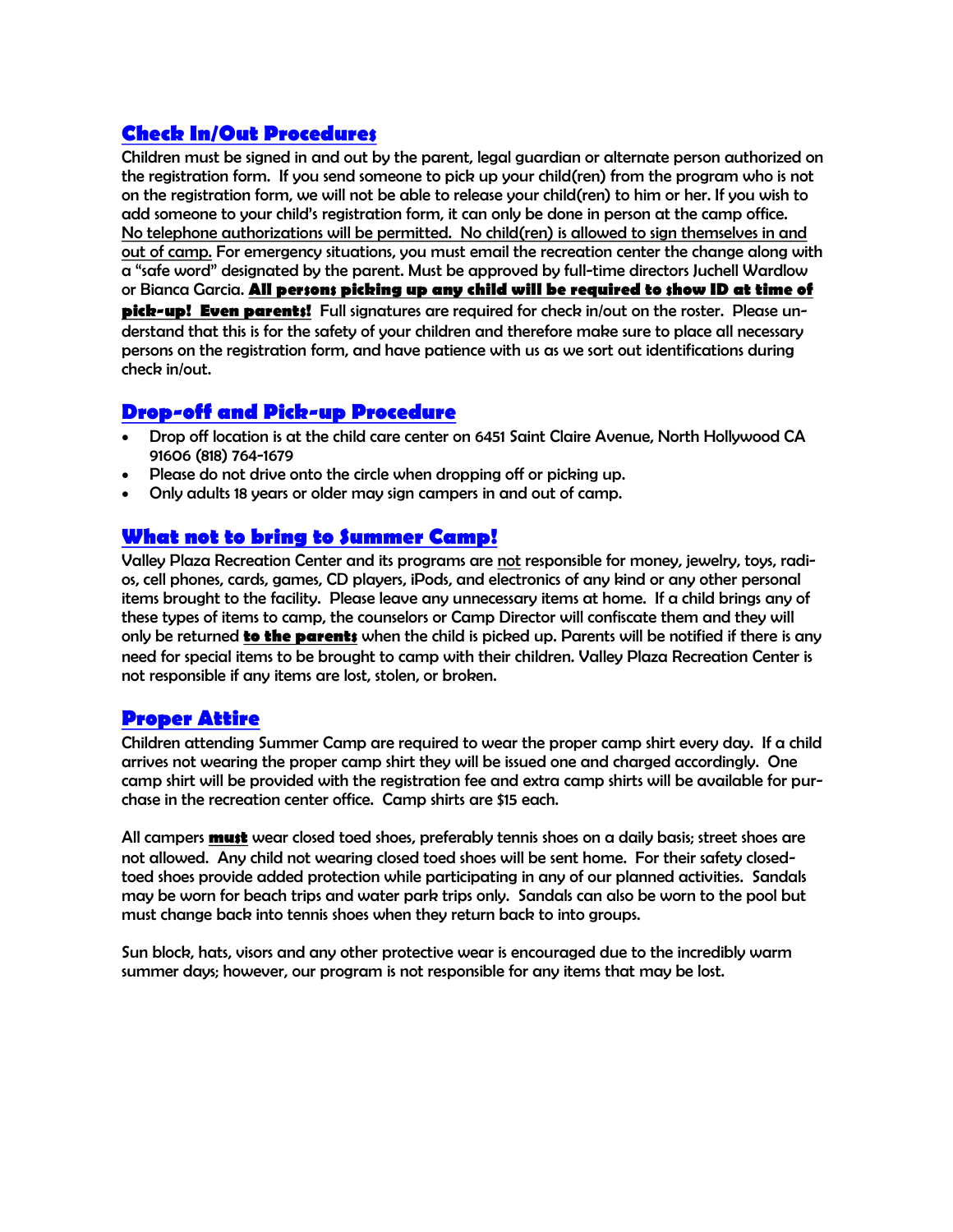## Check In/Out Procedures

Children must be signed in and out by the parent, legal guardian or alternate person authorized on the registration form. If you send someone to pick up your child(ren) from the program who is not on the registration form, we will not be able to release your child(ren) to him or her. If you wish to add someone to your child's registration form, it can only be done in person at the camp office. No telephone authorizations will be permitted. No child(ren) is allowed to sign themselves in and out of camp. For emergency situations, you must email the recreation center the change along with a "safe word" designated by the parent. Must be approved by full-time directors Juchell Wardlow or Bianca Garcia. **All persons picking up any child will be required to show ID at time of pick-up! Even parents!** Full signatures are required for check in/out on the roster. Please understand that this is for the safety of your children and therefore make sure to place all necessary persons on the registration form, and have patience with us as we sort out identifications during check in/out.

## Drop-off and Pick-up Procedure

- Drop off location is at the child care center on 6451 Saint Claire Avenue, North Hollywood CA 91606 (818) 764-1679
- Please do not drive onto the circle when dropping off or picking up.
- Only adults 18 years or older may sign campers in and out of camp.

## What not to bring to Summer Camp!

Valley Plaza Recreation Center and its programs are not responsible for money, jewelry, toys, radios, cell phones, cards, games, CD players, iPods, and electronics of any kind or any other personal items brought to the facility. Please leave any unnecessary items at home. If a child brings any of these types of items to camp, the counselors or Camp Director will confiscate them and they will only be returned **to the parents** when the child is picked up. Parents will be notified if there is any need for special items to be brought to camp with their children. Valley Plaza Recreation Center is not responsible if any items are lost, stolen, or broken.

## Proper Attire

Children attending Summer Camp are required to wear the proper camp shirt every day. If a child arrives not wearing the proper camp shirt they will be issued one and charged accordingly. One camp shirt will be provided with the registration fee and extra camp shirts will be available for purchase in the recreation center office. Camp shirts are $15 each.

All campers **must** wear closed toed shoes, preferably tennis shoes on a daily basis; street shoes are not allowed. Any child not wearing closed toed shoes will be sent home. For their safety closed-toed shoes provide added protection while participating in any of our planned activities. Sandals may be worn for beach trips and water park trips only. Sandals can also be worn to the pool but must change back into tennis shoes when they return back to into groups.

Sun block, hats, visors and any other protective wear is encouraged due to the incredibly warm summer days; however, our program is not responsible for any items that may be lost.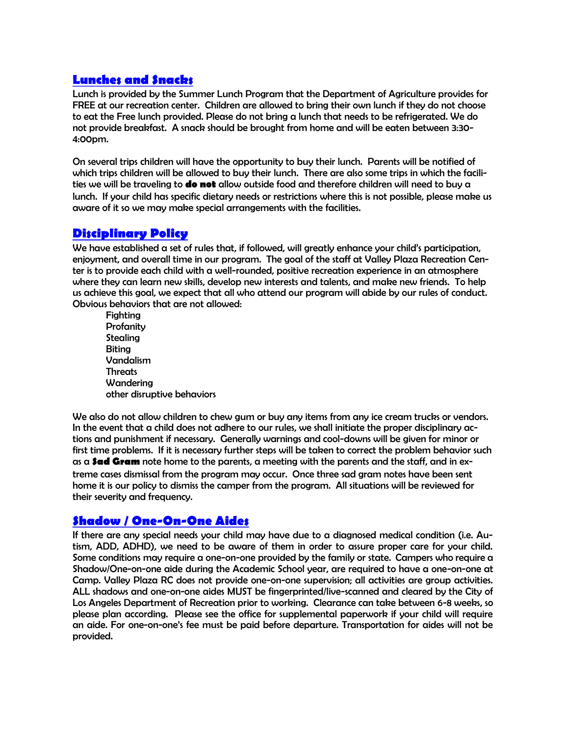## Lunches and Snacks

Lunch is provided by the Summer Lunch Program that the Department of Agriculture provides for FREE at our recreation center. Children are allowed to bring their own lunch if they do not choose to eat the Free lunch provided. Please do not bring a lunch that needs to be refrigerated. We do not provide breakfast. A snack should be brought from home and will be eaten between 3:30-4:00pm.

On several trips children will have the opportunity to buy their lunch. Parents will be notified of which trips children will be allowed to buy their lunch. There are also some trips in which the facilities we will be traveling to **do not** allow outside food and therefore children will need to buy a lunch. If your child has specific dietary needs or restrictions where this is not possible, please make us aware of it so we may make special arrangements with the facilities.

## Disciplinary Policy

We have established a set of rules that, if followed, will greatly enhance your child's participation, enjoyment, and overall time in our program. The goal of the staff at Valley Plaza Recreation Center is to provide each child with a well-rounded, positive recreation experience in an atmosphere where they can learn new skills, develop new interests and talents, and make new friends. To help us achieve this goal, we expect that all who attend our program will abide by our rules of conduct. Obvious behaviors that are not allowed:

- Fighting
- Profanity
- Stealing
- Biting
- Vandalism
- Threats
- Wandering
- other disruptive behaviors

We also do not allow children to chew gum or buy any items from any ice cream trucks or vendors. In the event that a child does not adhere to our rules, we shall initiate the proper disciplinary actions and punishment if necessary. Generally warnings and cool-downs will be given for minor or first time problems. If it is necessary further steps will be taken to correct the problem behavior such as a **Sad Gram** note home to the parents, a meeting with the parents and the staff, and in extreme cases dismissal from the program may occur. Once three sad gram notes have been sent home it is our policy to dismiss the camper from the program. All situations will be reviewed for their severity and frequency.

## Shadow / One-On-One Aides

If there are any special needs your child may have due to a diagnosed medical condition (i.e. Autism, ADD, ADHD), we need to be aware of them in order to assure proper care for your child. Some conditions may require a one-on-one provided by the family or state. Campers who require a Shadow/One-on-one aide during the Academic School year, are required to have a one-on-one at Camp. Valley Plaza RC does not provide one-on-one supervision; all activities are group activities. ALL shadows and one-on-one aides MUST be fingerprinted/live-scanned and cleared by the City of Los Angeles Department of Recreation prior to working. Clearance can take between 6-8 weeks, so please plan according. Please see the office for supplemental paperwork if your child will require an aide. For one-on-one's fee must be paid before departure. Transportation for aides will not be provided.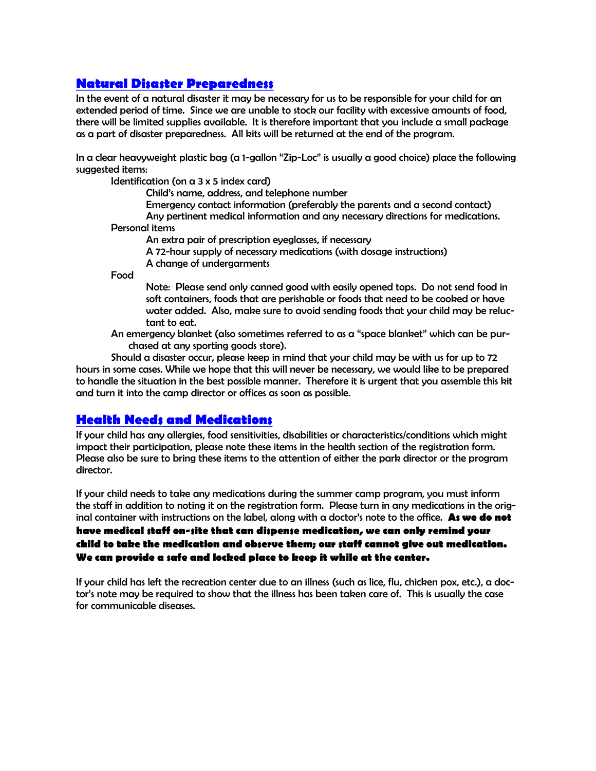## Natural Disaster Preparedness

In the event of a natural disaster it may be necessary for us to be responsible for your child for an extended period of time. Since we are unable to stock our facility with excessive amounts of food, there will be limited supplies available. It is therefore important that you include a small package as a part of disaster preparedness. All kits will be returned at the end of the program.

In a clear heavyweight plastic bag (a 1-gallon "Zip-Loc" is usually a good choice) place the following suggested items:

- Identification (on a 3 x 5 index card)
  - Child's name, address, and telephone number
  - Emergency contact information (preferably the parents and a second contact)
  - Any pertinent medical information and any necessary directions for medications.
- Personal items
  - An extra pair of prescription eyeglasses, if necessary
  - A 72-hour supply of necessary medications (with dosage instructions)
  - A change of undergarments
- Food
  - Note: Please send only canned good with easily opened tops. Do not send food in soft containers, foods that are perishable or foods that need to be cooked or have water added. Also, make sure to avoid sending foods that your child may be reluctant to eat.
- An emergency blanket (also sometimes referred to as a "space blanket" which can be purchased at any sporting goods store).

Should a disaster occur, please keep in mind that your child may be with us for up to 72 hours in some cases. While we hope that this will never be necessary, we would like to be prepared to handle the situation in the best possible manner. Therefore it is urgent that you assemble this kit and turn it into the camp director or offices as soon as possible.

## Health Needs and Medications

If your child has any allergies, food sensitivities, disabilities or characteristics/conditions which might impact their participation, please note these items in the health section of the registration form. Please also be sure to bring these items to the attention of either the park director or the program director.

If your child needs to take any medications during the summer camp program, you must inform the staff in addition to noting it on the registration form. Please turn in any medications in the original container with instructions on the label, along with a doctor's note to the office. **As we do not have medical staff on-site that can dispense medication, we can only remind your child to take the medication and observe them; our staff cannot give out medication. We can provide a safe and locked place to keep it while at the center.**

If your child has left the recreation center due to an illness (such as lice, flu, chicken pox, etc.), a doctor's note may be required to show that the illness has been taken care of. This is usually the case for communicable diseases.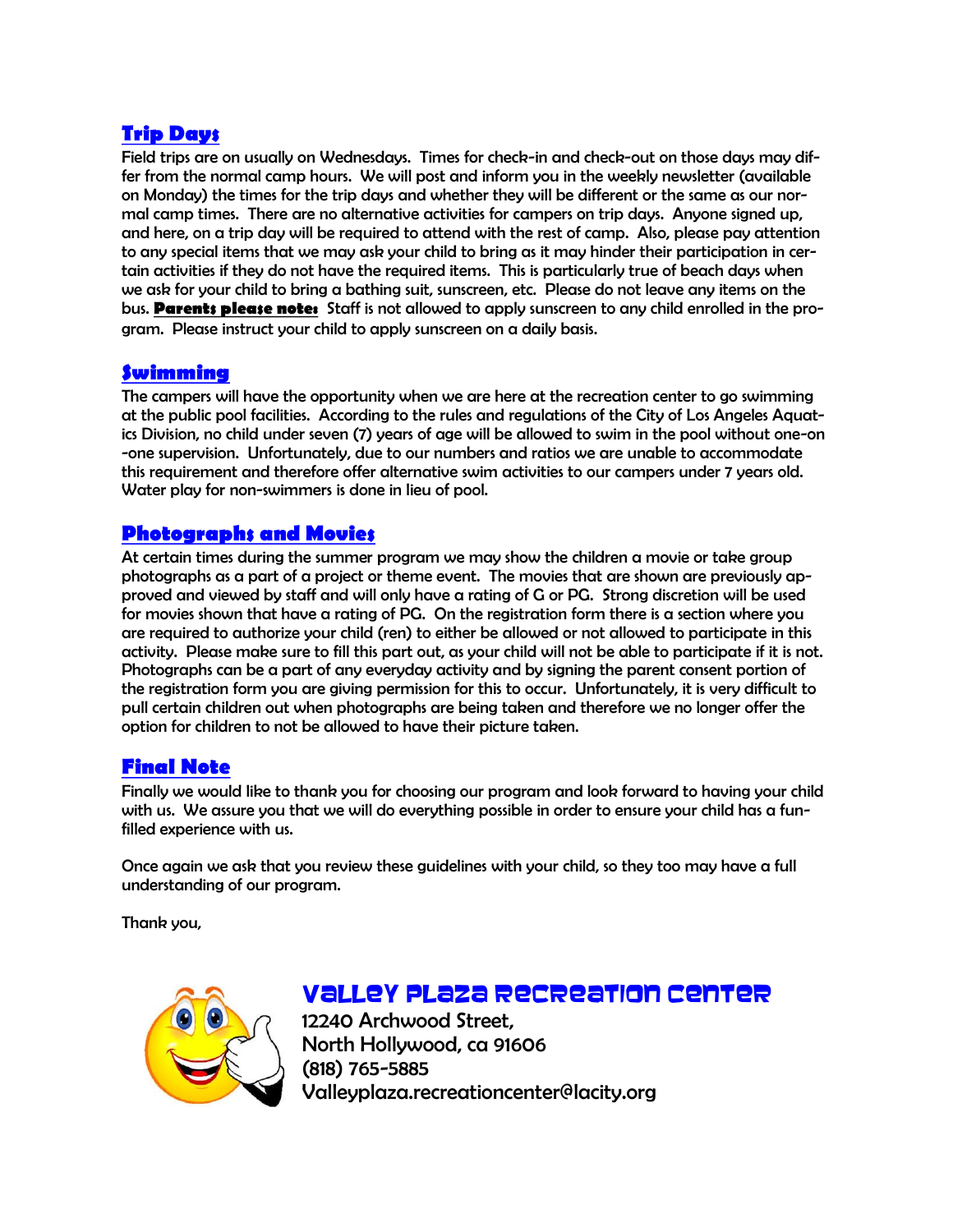## Trip Days

Field trips are on usually on Wednesdays. Times for check-in and check-out on those days may differ from the normal camp hours. We will post and inform you in the weekly newsletter (available on Monday) the times for the trip days and whether they will be different or the same as our normal camp times. There are no alternative activities for campers on trip days. Anyone signed up, and here, on a trip day will be required to attend with the rest of camp. Also, please pay attention to any special items that we may ask your child to bring as it may hinder their participation in certain activities if they do not have the required items. This is particularly true of beach days when we ask for your child to bring a bathing suit, sunscreen, etc. Please do not leave any items on the bus. **Parents please note:** Staff is not allowed to apply sunscreen to any child enrolled in the program. Please instruct your child to apply sunscreen on a daily basis.

## Swimming

The campers will have the opportunity when we are here at the recreation center to go swimming at the public pool facilities. According to the rules and regulations of the City of Los Angeles Aquatics Division, no child under seven (7) years of age will be allowed to swim in the pool without one-on-one supervision. Unfortunately, due to our numbers and ratios we are unable to accommodate this requirement and therefore offer alternative swim activities to our campers under 7 years old. Water play for non-swimmers is done in lieu of pool.

## Photographs and Movies

At certain times during the summer program we may show the children a movie or take group photographs as a part of a project or theme event. The movies that are shown are previously approved and viewed by staff and will only have a rating of G or PG. Strong discretion will be used for movies shown that have a rating of PG. On the registration form there is a section where you are required to authorize your child (ren) to either be allowed or not allowed to participate in this activity. Please make sure to fill this part out, as your child will not be able to participate if it is not. Photographs can be a part of any everyday activity and by signing the parent consent portion of the registration form you are giving permission for this to occur. Unfortunately, it is very difficult to pull certain children out when photographs are being taken and therefore we no longer offer the option for children to not be allowed to have their picture taken.

## Final Note

Finally we would like to thank you for choosing our program and look forward to having your child with us. We assure you that we will do everything possible in order to ensure your child has a fun-filled experience with us.

Once again we ask that you review these guidelines with your child, so they too may have a full understanding of our program.

Thank you,

**Valley Plaza Recreation Center**
12240 Archwood Street,
North Hollywood, ca 91606
(818) 765-5885
Valleyplaza.recreationcenter@lacity.org